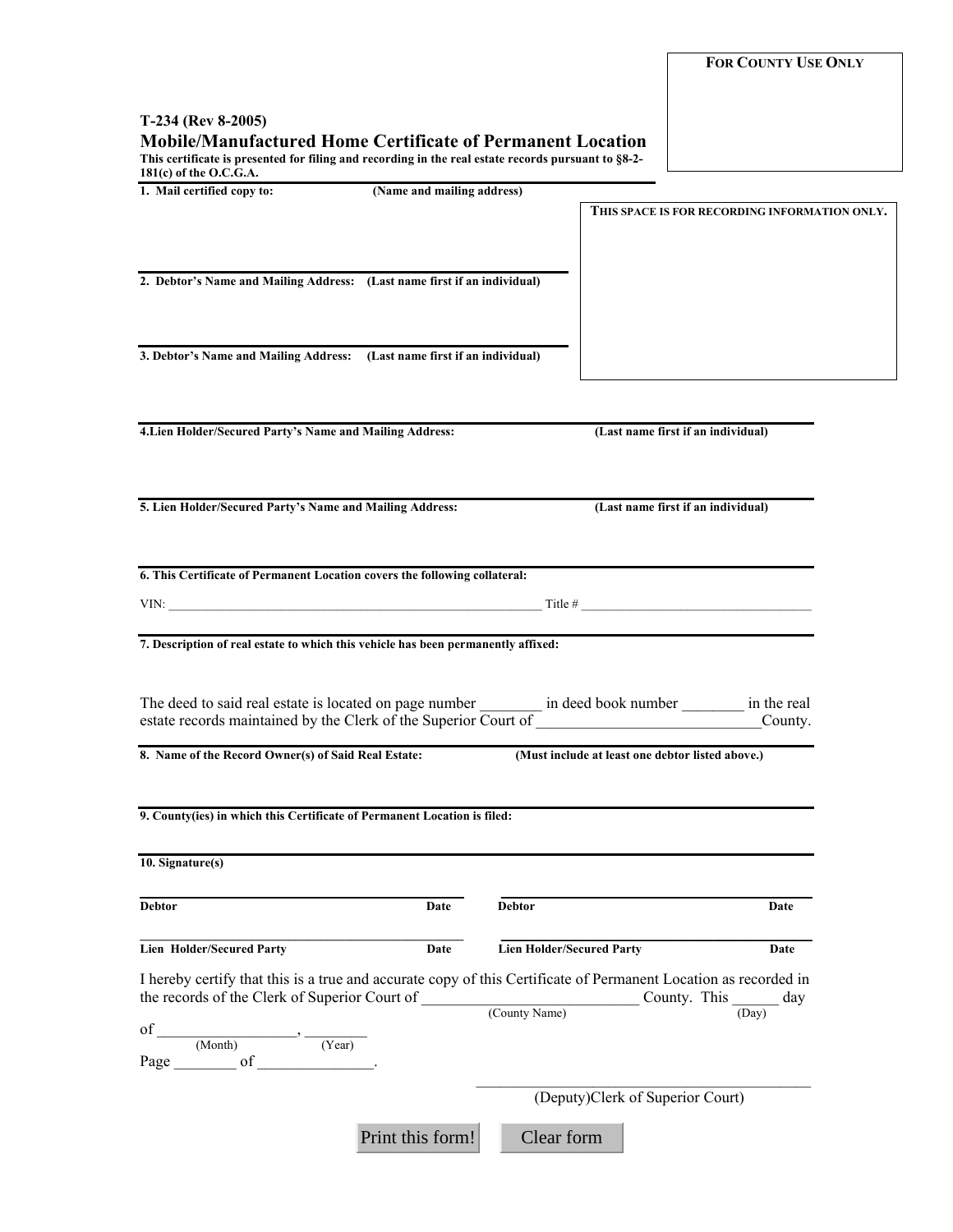**FOR COUNTY USE ONLY**

**T-234 (Rev 8-2005)**

# Mobile/Manufactured Home Certificate of Permanent Location

**This certificate is presented for filing and recording in the real estate records pursuant to §8-2-181(c) of the O.C.G.A.**

**1. Mail certified copy to:** **(Name and mailing address)**

**THIS SPACE IS FOR RECORDING INFORMATION ONLY.**

**2. Debtor's Name and Mailing Address:** **(Last name first if an individual)**

**3. Debtor's Name and Mailing Address:** **(Last name first if an individual)**

**4.Lien Holder/Secured Party's Name and Mailing Address:** **(Last name first if an individual)**

**5. Lien Holder/Secured Party's Name and Mailing Address:** **(Last name first if an individual)**

**6. This Certificate of Permanent Location covers the following collateral:**

VIN: ____________________________________________________________ Title # ____________________________________

**7. Description of real estate to which this vehicle has been permanently affixed:**

The deed to said real estate is located on page number ________ in deed book number ________ in the real estate records maintained by the Clerk of the Superior Court of ____________________________County.

**8. Name of the Record Owner(s) of Said Real Estate:** **(Must include at least one debtor listed above.)**

**9. County(ies) in which this Certificate of Permanent Location is filed:**

**10. Signature(s)**

| | | | |
|---|---|---|---|
| **Debtor** | **Date** | **Debtor** | **Date** |
| **Lien Holder/Secured Party** | **Date** | **Lien Holder/Secured Party** | **Date** |

I hereby certify that this is a true and accurate copy of this Certificate of Permanent Location as recorded in the records of the Clerk of Superior Court of ___________________________ County. This ______ day
(County Name) (Day)

of __________________, ________
(Month) (Year)

Page ________ of _______________.

_________________________________________
(Deputy)Clerk of Superior Court)

Print this form! Clear form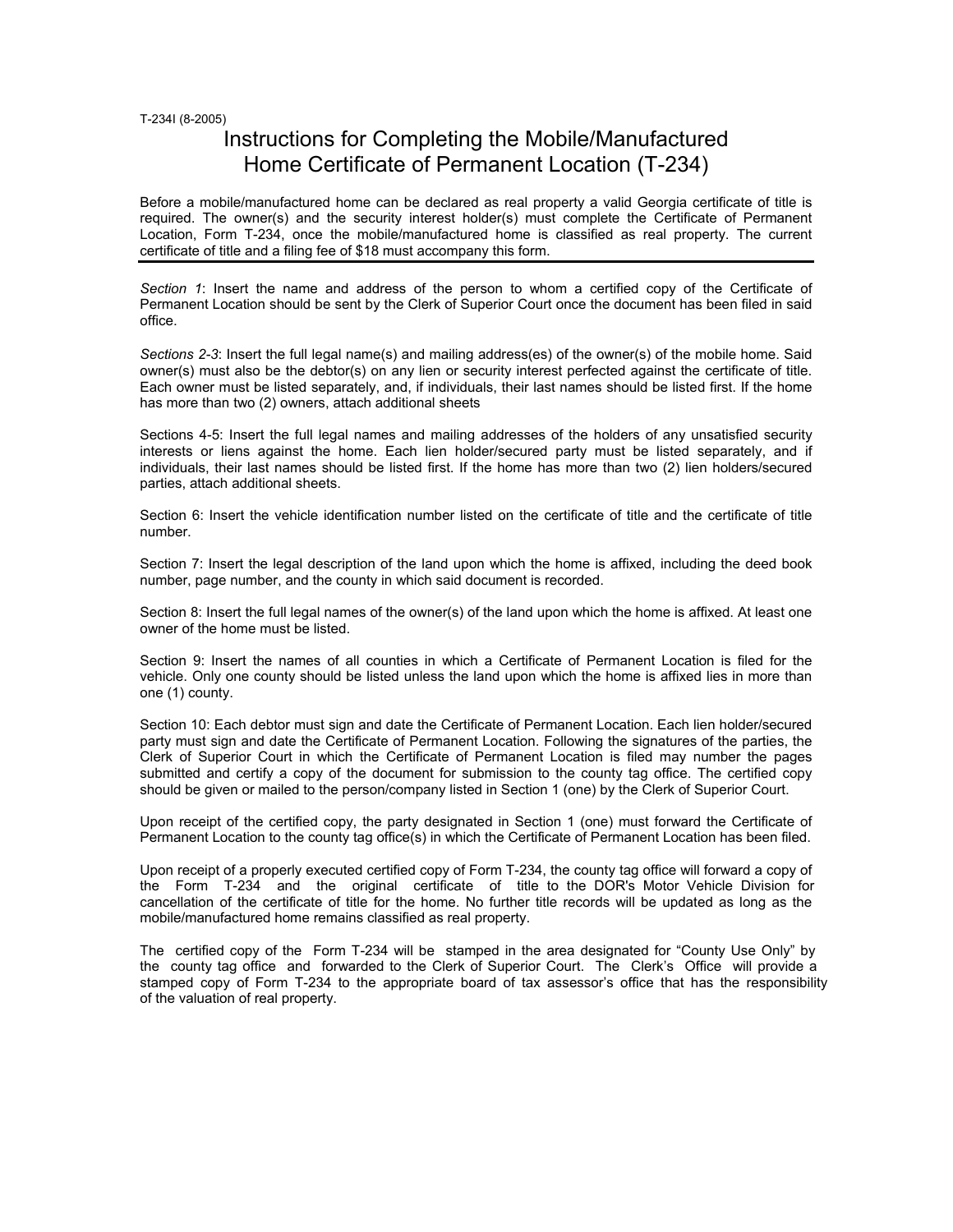T-234I (8-2005)

# Instructions for Completing the Mobile/Manufactured Home Certificate of Permanent Location (T-234)

Before a mobile/manufactured home can be declared as real property a valid Georgia certificate of title is required. The owner(s) and the security interest holder(s) must complete the Certificate of Permanent Location, Form T-234, once the mobile/manufactured home is classified as real property. The current certificate of title and a filing fee of $18 must accompany this form.

---

*Section 1*: Insert the name and address of the person to whom a certified copy of the Certificate of Permanent Location should be sent by the Clerk of Superior Court once the document has been filed in said office.

*Sections 2-3*: Insert the full legal name(s) and mailing address(es) of the owner(s) of the mobile home. Said owner(s) must also be the debtor(s) on any lien or security interest perfected against the certificate of title. Each owner must be listed separately, and, if individuals, their last names should be listed first. If the home has more than two (2) owners, attach additional sheets

Sections 4-5: Insert the full legal names and mailing addresses of the holders of any unsatisfied security interests or liens against the home. Each lien holder/secured party must be listed separately, and if individuals, their last names should be listed first. If the home has more than two (2) lien holders/secured parties, attach additional sheets.

Section 6: Insert the vehicle identification number listed on the certificate of title and the certificate of title number.

Section 7: Insert the legal description of the land upon which the home is affixed, including the deed book number, page number, and the county in which said document is recorded.

Section 8: Insert the full legal names of the owner(s) of the land upon which the home is affixed. At least one owner of the home must be listed.

Section 9: Insert the names of all counties in which a Certificate of Permanent Location is filed for the vehicle. Only one county should be listed unless the land upon which the home is affixed lies in more than one (1) county.

Section 10: Each debtor must sign and date the Certificate of Permanent Location. Each lien holder/secured party must sign and date the Certificate of Permanent Location. Following the signatures of the parties, the Clerk of Superior Court in which the Certificate of Permanent Location is filed may number the pages submitted and certify a copy of the document for submission to the county tag office. The certified copy should be given or mailed to the person/company listed in Section 1 (one) by the Clerk of Superior Court.

Upon receipt of the certified copy, the party designated in Section 1 (one) must forward the Certificate of Permanent Location to the county tag office(s) in which the Certificate of Permanent Location has been filed.

Upon receipt of a properly executed certified copy of Form T-234, the county tag office will forward a copy of the Form T-234 and the original certificate of title to the DOR's Motor Vehicle Division for cancellation of the certificate of title for the home. No further title records will be updated as long as the mobile/manufactured home remains classified as real property.

The certified copy of the Form T-234 will be stamped in the area designated for "County Use Only" by the county tag office and forwarded to the Clerk of Superior Court. The Clerk's Office will provide a stamped copy of Form T-234 to the appropriate board of tax assessor's office that has the responsibility of the valuation of real property.